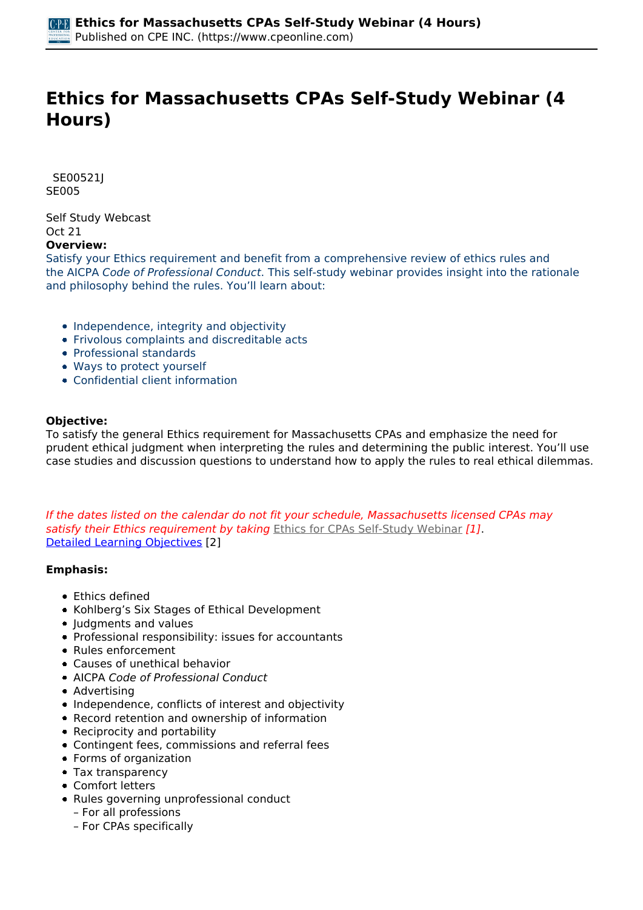# Ethics for Massachusetts CPAs Self-Study Webinar (4 Hours)

SE00521J
SE005

Self Study Webcast
Oct 21

**Overview:**

Satisfy your Ethics requirement and benefit from a comprehensive review of ethics rules and the AICPA *Code of Professional Conduct*. This self-study webinar provides insight into the rationale and philosophy behind the rules. You'll learn about:

- Independence, integrity and objectivity
- Frivolous complaints and discreditable acts
- Professional standards
- Ways to protect yourself
- Confidential client information

**Objective:**

To satisfy the general Ethics requirement for Massachusetts CPAs and emphasize the need for prudent ethical judgment when interpreting the rules and determining the public interest. You'll use case studies and discussion questions to understand how to apply the rules to real ethical dilemmas.

*If the dates listed on the calendar do not fit your schedule, Massachusetts licensed CPAs may satisfy their Ethics requirement by taking* Ethics for CPAs Self-Study Webinar *[1]*.

Detailed Learning Objectives [2]

**Emphasis:**

- Ethics defined
- Kohlberg's Six Stages of Ethical Development
- Judgments and values
- Professional responsibility: issues for accountants
- Rules enforcement
- Causes of unethical behavior
- AICPA *Code of Professional Conduct*
- Advertising
- Independence, conflicts of interest and objectivity
- Record retention and ownership of information
- Reciprocity and portability
- Contingent fees, commissions and referral fees
- Forms of organization
- Tax transparency
- Comfort letters
- Rules governing unprofessional conduct
  – For all professions
  – For CPAs specifically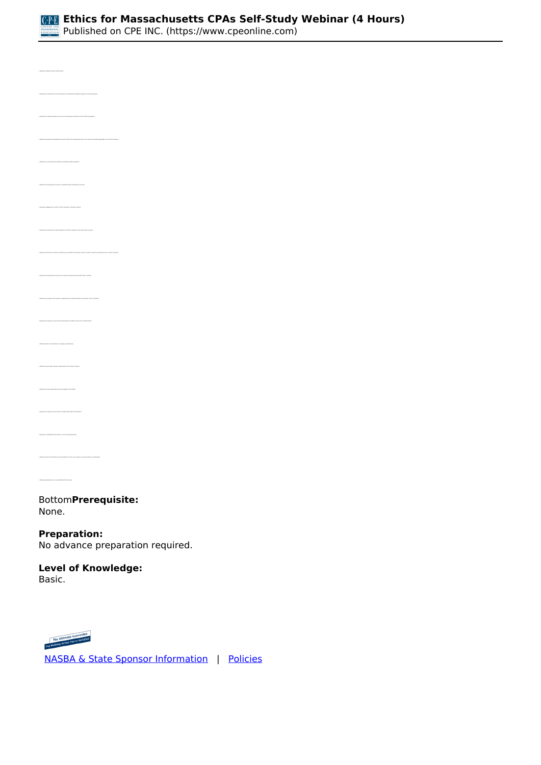Bottom**Prerequisite:**
None.

**Preparation:**
No advance preparation required.

**Level of Knowledge:**
Basic.

NASBA & State Sponsor Information | Policies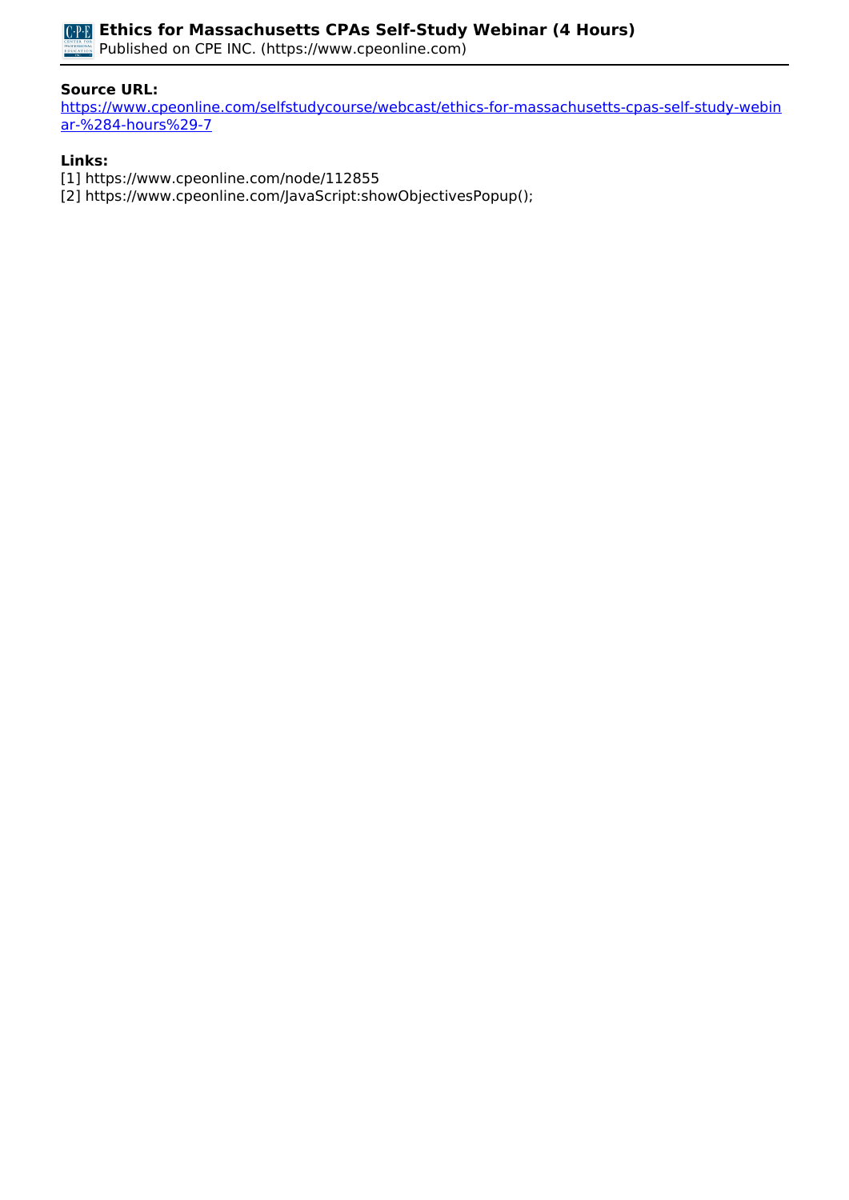**Source URL:**
[https://www.cpeonline.com/selfstudycourse/webcast/ethics-for-massachusetts-cpas-self-study-webinar-%284-hours%29-7](https://www.cpeonline.com/selfstudycourse/webcast/ethics-for-massachusetts-cpas-self-study-webinar-%284-hours%29-7)

**Links:**
[1] https://www.cpeonline.com/node/112855
[2] https://www.cpeonline.com/JavaScript:showObjectivesPopup();